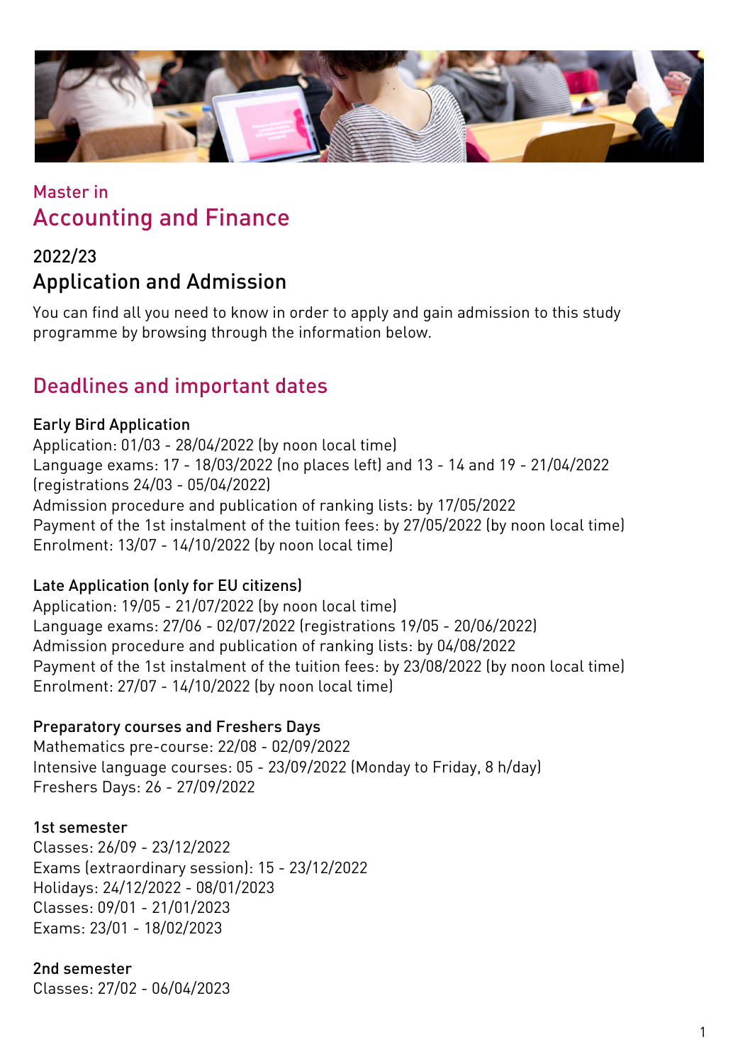Master in
# Accounting and Finance

2022/23
## Application and Admission

You can find all you need to know in order to apply and gain admission to this study programme by browsing through the information below.

## Deadlines and important dates

### Early Bird Application

Application: 01/03 - 28/04/2022 (by noon local time)
Language exams: 17 - 18/03/2022 (no places left) and 13 - 14 and 19 - 21/04/2022 (registrations 24/03 - 05/04/2022)
Admission procedure and publication of ranking lists: by 17/05/2022
Payment of the 1st instalment of the tuition fees: by 27/05/2022 (by noon local time)
Enrolment: 13/07 - 14/10/2022 (by noon local time)

### Late Application (only for EU citizens)

Application: 19/05 - 21/07/2022 (by noon local time)
Language exams: 27/06 - 02/07/2022 (registrations 19/05 - 20/06/2022)
Admission procedure and publication of ranking lists: by 04/08/2022
Payment of the 1st instalment of the tuition fees: by 23/08/2022 (by noon local time)
Enrolment: 27/07 - 14/10/2022 (by noon local time)

### Preparatory courses and Freshers Days

Mathematics pre-course: 22/08 - 02/09/2022
Intensive language courses: 05 - 23/09/2022 (Monday to Friday, 8 h/day)
Freshers Days: 26 - 27/09/2022

### 1st semester

Classes: 26/09 - 23/12/2022
Exams (extraordinary session): 15 - 23/12/2022
Holidays: 24/12/2022 - 08/01/2023
Classes: 09/01 - 21/01/2023
Exams: 23/01 - 18/02/2023

### 2nd semester

Classes: 27/02 - 06/04/2023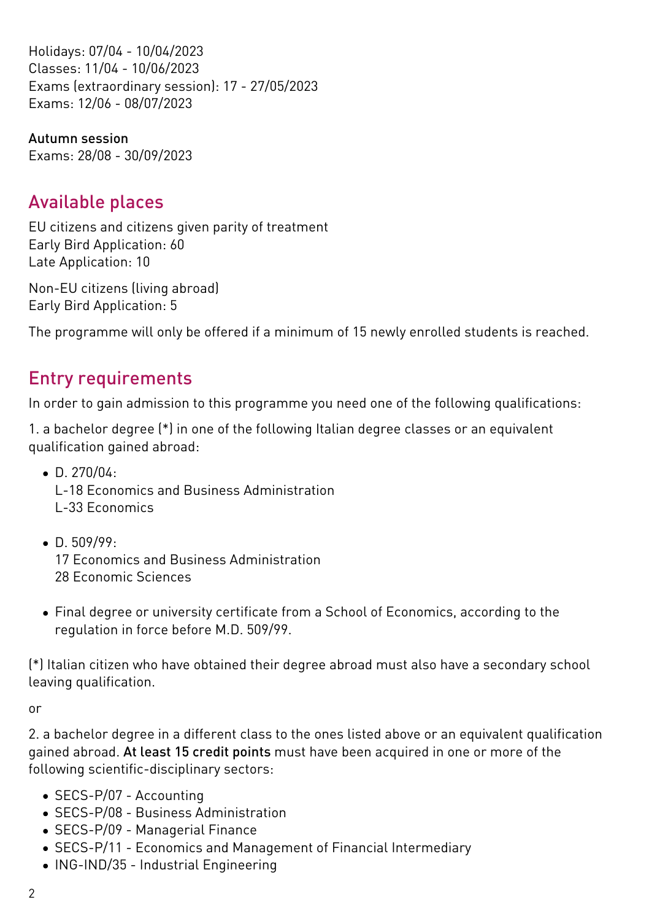Holidays: 07/04 - 10/04/2023
Classes: 11/04 - 10/06/2023
Exams (extraordinary session): 17 - 27/05/2023
Exams: 12/06 - 08/07/2023

Autumn session
Exams: 28/08 - 30/09/2023

## Available places

EU citizens and citizens given parity of treatment
Early Bird Application: 60
Late Application: 10

Non-EU citizens (living abroad)
Early Bird Application: 5

The programme will only be offered if a minimum of 15 newly enrolled students is reached.

## Entry requirements

In order to gain admission to this programme you need one of the following qualifications:

1. a bachelor degree (*) in one of the following Italian degree classes or an equivalent qualification gained abroad:

- D. 270/04:
  L-18 Economics and Business Administration
  L-33 Economics
- D. 509/99:
  17 Economics and Business Administration
  28 Economic Sciences
- Final degree or university certificate from a School of Economics, according to the regulation in force before M.D. 509/99.

(*) Italian citizen who have obtained their degree abroad must also have a secondary school leaving qualification.

or

2. a bachelor degree in a different class to the ones listed above or an equivalent qualification gained abroad. **At least 15 credit points** must have been acquired in one or more of the following scientific-disciplinary sectors:

- SECS-P/07 - Accounting
- SECS-P/08 - Business Administration
- SECS-P/09 - Managerial Finance
- SECS-P/11 - Economics and Management of Financial Intermediary
- ING-IND/35 - Industrial Engineering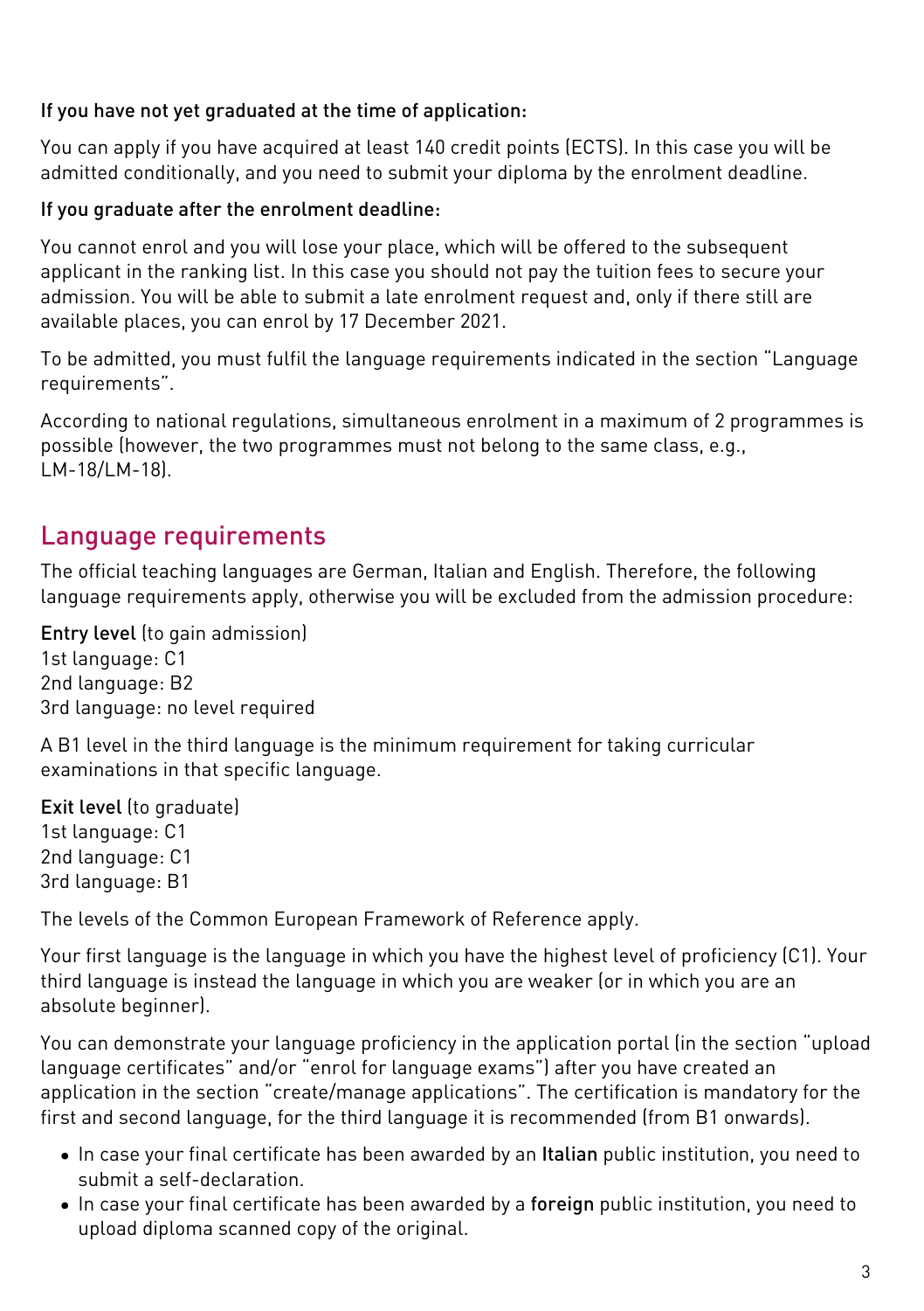**If you have not yet graduated at the time of application:**

You can apply if you have acquired at least 140 credit points (ECTS). In this case you will be admitted conditionally, and you need to submit your diploma by the enrolment deadline.

**If you graduate after the enrolment deadline:**

You cannot enrol and you will lose your place, which will be offered to the subsequent applicant in the ranking list. In this case you should not pay the tuition fees to secure your admission. You will be able to submit a late enrolment request and, only if there still are available places, you can enrol by 17 December 2021.

To be admitted, you must fulfil the language requirements indicated in the section "Language requirements".

According to national regulations, simultaneous enrolment in a maximum of 2 programmes is possible (however, the two programmes must not belong to the same class, e.g., LM-18/LM-18).

## Language requirements

The official teaching languages are German, Italian and English. Therefore, the following language requirements apply, otherwise you will be excluded from the admission procedure:

**Entry level** (to gain admission)
1st language: C1
2nd language: B2
3rd language: no level required

A B1 level in the third language is the minimum requirement for taking curricular examinations in that specific language.

**Exit level** (to graduate)
1st language: C1
2nd language: C1
3rd language: B1

The levels of the Common European Framework of Reference apply.

Your first language is the language in which you have the highest level of proficiency (C1). Your third language is instead the language in which you are weaker (or in which you are an absolute beginner).

You can demonstrate your language proficiency in the application portal (in the section "upload language certificates" and/or "enrol for language exams") after you have created an application in the section "create/manage applications". The certification is mandatory for the first and second language, for the third language it is recommended (from B1 onwards).

- In case your final certificate has been awarded by an **Italian** public institution, you need to submit a self-declaration.
- In case your final certificate has been awarded by a **foreign** public institution, you need to upload diploma scanned copy of the original.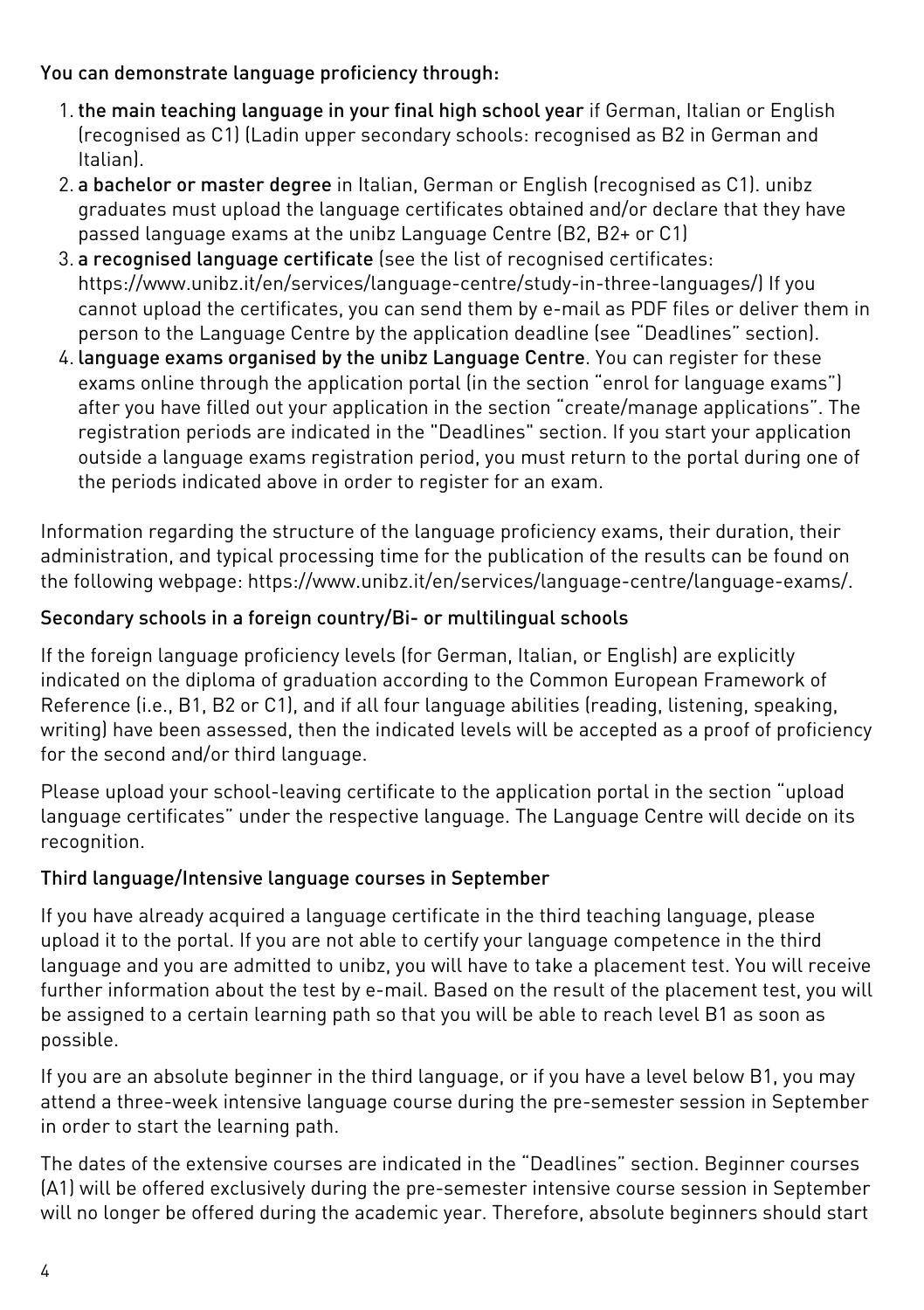You can demonstrate language proficiency through:

1. **the main teaching language in your final high school year** if German, Italian or English (recognised as C1) (Ladin upper secondary schools: recognised as B2 in German and Italian).
2. **a bachelor or master degree** in Italian, German or English (recognised as C1). unibz graduates must upload the language certificates obtained and/or declare that they have passed language exams at the unibz Language Centre (B2, B2+ or C1)
3. **a recognised language certificate** (see the list of recognised certificates: https://www.unibz.it/en/services/language-centre/study-in-three-languages/) If you cannot upload the certificates, you can send them by e-mail as PDF files or deliver them in person to the Language Centre by the application deadline (see "Deadlines" section).
4. **language exams organised by the unibz Language Centre**. You can register for these exams online through the application portal (in the section "enrol for language exams") after you have filled out your application in the section "create/manage applications". The registration periods are indicated in the "Deadlines" section. If you start your application outside a language exams registration period, you must return to the portal during one of the periods indicated above in order to register for an exam.

Information regarding the structure of the language proficiency exams, their duration, their administration, and typical processing time for the publication of the results can be found on the following webpage: https://www.unibz.it/en/services/language-centre/language-exams/.

### Secondary schools in a foreign country/Bi- or multilingual schools

If the foreign language proficiency levels (for German, Italian, or English) are explicitly indicated on the diploma of graduation according to the Common European Framework of Reference (i.e., B1, B2 or C1), and if all four language abilities (reading, listening, speaking, writing) have been assessed, then the indicated levels will be accepted as a proof of proficiency for the second and/or third language.

Please upload your school-leaving certificate to the application portal in the section "upload language certificates" under the respective language. The Language Centre will decide on its recognition.

### Third language/Intensive language courses in September

If you have already acquired a language certificate in the third teaching language, please upload it to the portal. If you are not able to certify your language competence in the third language and you are admitted to unibz, you will have to take a placement test. You will receive further information about the test by e-mail. Based on the result of the placement test, you will be assigned to a certain learning path so that you will be able to reach level B1 as soon as possible.

If you are an absolute beginner in the third language, or if you have a level below B1, you may attend a three-week intensive language course during the pre-semester session in September in order to start the learning path.

The dates of the extensive courses are indicated in the "Deadlines" section. Beginner courses (A1) will be offered exclusively during the pre-semester intensive course session in September will no longer be offered during the academic year. Therefore, absolute beginners should start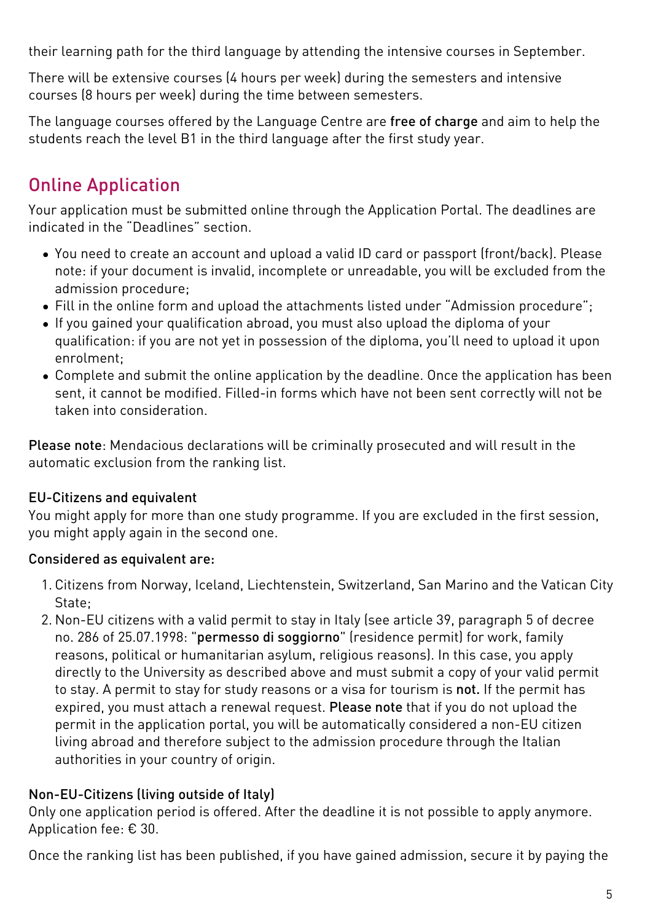their learning path for the third language by attending the intensive courses in September.

There will be extensive courses (4 hours per week) during the semesters and intensive courses (8 hours per week) during the time between semesters.

The language courses offered by the Language Centre are **free of charge** and aim to help the students reach the level B1 in the third language after the first study year.

## Online Application

Your application must be submitted online through the Application Portal. The deadlines are indicated in the "Deadlines" section.

- You need to create an account and upload a valid ID card or passport (front/back). Please note: if your document is invalid, incomplete or unreadable, you will be excluded from the admission procedure;
- Fill in the online form and upload the attachments listed under "Admission procedure";
- If you gained your qualification abroad, you must also upload the diploma of your qualification: if you are not yet in possession of the diploma, you'll need to upload it upon enrolment;
- Complete and submit the online application by the deadline. Once the application has been sent, it cannot be modified. Filled-in forms which have not been sent correctly will not be taken into consideration.

**Please note**: Mendacious declarations will be criminally prosecuted and will result in the automatic exclusion from the ranking list.

**EU-Citizens and equivalent**
You might apply for more than one study programme. If you are excluded in the first session, you might apply again in the second one.

**Considered as equivalent are:**

1. Citizens from Norway, Iceland, Liechtenstein, Switzerland, San Marino and the Vatican City State;
2. Non-EU citizens with a valid permit to stay in Italy (see article 39, paragraph 5 of decree no. 286 of 25.07.1998: "**permesso di soggiorno**" (residence permit) for work, family reasons, political or humanitarian asylum, religious reasons). In this case, you apply directly to the University as described above and must submit a copy of your valid permit to stay. A permit to stay for study reasons or a visa for tourism is **not.** If the permit has expired, you must attach a renewal request. **Please note** that if you do not upload the permit in the application portal, you will be automatically considered a non-EU citizen living abroad and therefore subject to the admission procedure through the Italian authorities in your country of origin.

**Non-EU-Citizens (living outside of Italy)**
Only one application period is offered. After the deadline it is not possible to apply anymore. Application fee: € 30.

Once the ranking list has been published, if you have gained admission, secure it by paying the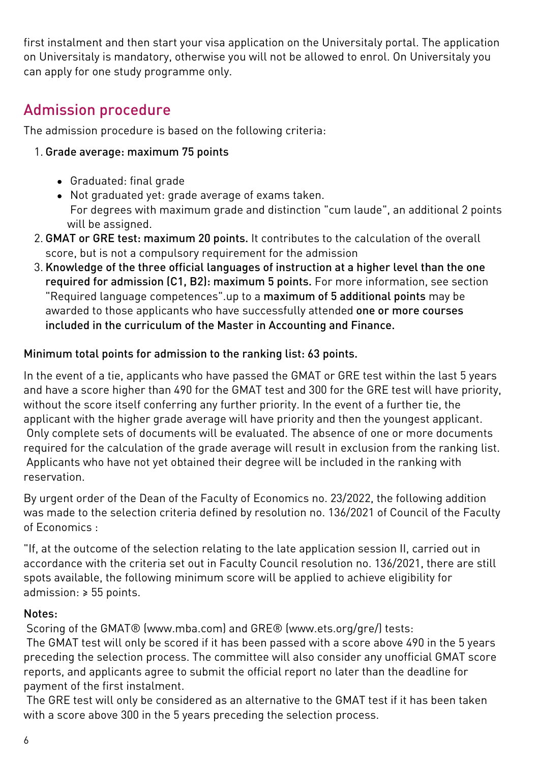first instalment and then start your visa application on the Universitaly portal. The application on Universitaly is mandatory, otherwise you will not be allowed to enrol. On Universitaly you can apply for one study programme only.

## Admission procedure

The admission procedure is based on the following criteria:

1. **Grade average: maximum 75 points**
   - Graduated: final grade
   - Not graduated yet: grade average of exams taken.
     For degrees with maximum grade and distinction "cum laude", an additional 2 points will be assigned.
2. **GMAT or GRE test: maximum 20 points.** It contributes to the calculation of the overall score, but is not a compulsory requirement for the admission
3. **Knowledge of the three official languages of instruction at a higher level than the one required for admission (C1, B2): maximum 5 points.** For more information, see section "Required language competences".up to a **maximum of 5 additional points** may be awarded to those applicants who have successfully attended **one or more courses included in the curriculum of the Master in Accounting and Finance.**

**Minimum total points for admission to the ranking list: 63 points.**

In the event of a tie, applicants who have passed the GMAT or GRE test within the last 5 years and have a score higher than 490 for the GMAT test and 300 for the GRE test will have priority, without the score itself conferring any further priority. In the event of a further tie, the applicant with the higher grade average will have priority and then the youngest applicant. Only complete sets of documents will be evaluated. The absence of one or more documents required for the calculation of the grade average will result in exclusion from the ranking list. Applicants who have not yet obtained their degree will be included in the ranking with reservation.

By urgent order of the Dean of the Faculty of Economics no. 23/2022, the following addition was made to the selection criteria defined by resolution no. 136/2021 of Council of the Faculty of Economics :

"If, at the outcome of the selection relating to the late application session II, carried out in accordance with the criteria set out in Faculty Council resolution no. 136/2021, there are still spots available, the following minimum score will be applied to achieve eligibility for admission: ≥ 55 points.

**Notes:**

Scoring of the GMAT® (www.mba.com) and GRE® (www.ets.org/gre/) tests:

The GMAT test will only be scored if it has been passed with a score above 490 in the 5 years preceding the selection process. The committee will also consider any unofficial GMAT score reports, and applicants agree to submit the official report no later than the deadline for payment of the first instalment.

The GRE test will only be considered as an alternative to the GMAT test if it has been taken with a score above 300 in the 5 years preceding the selection process.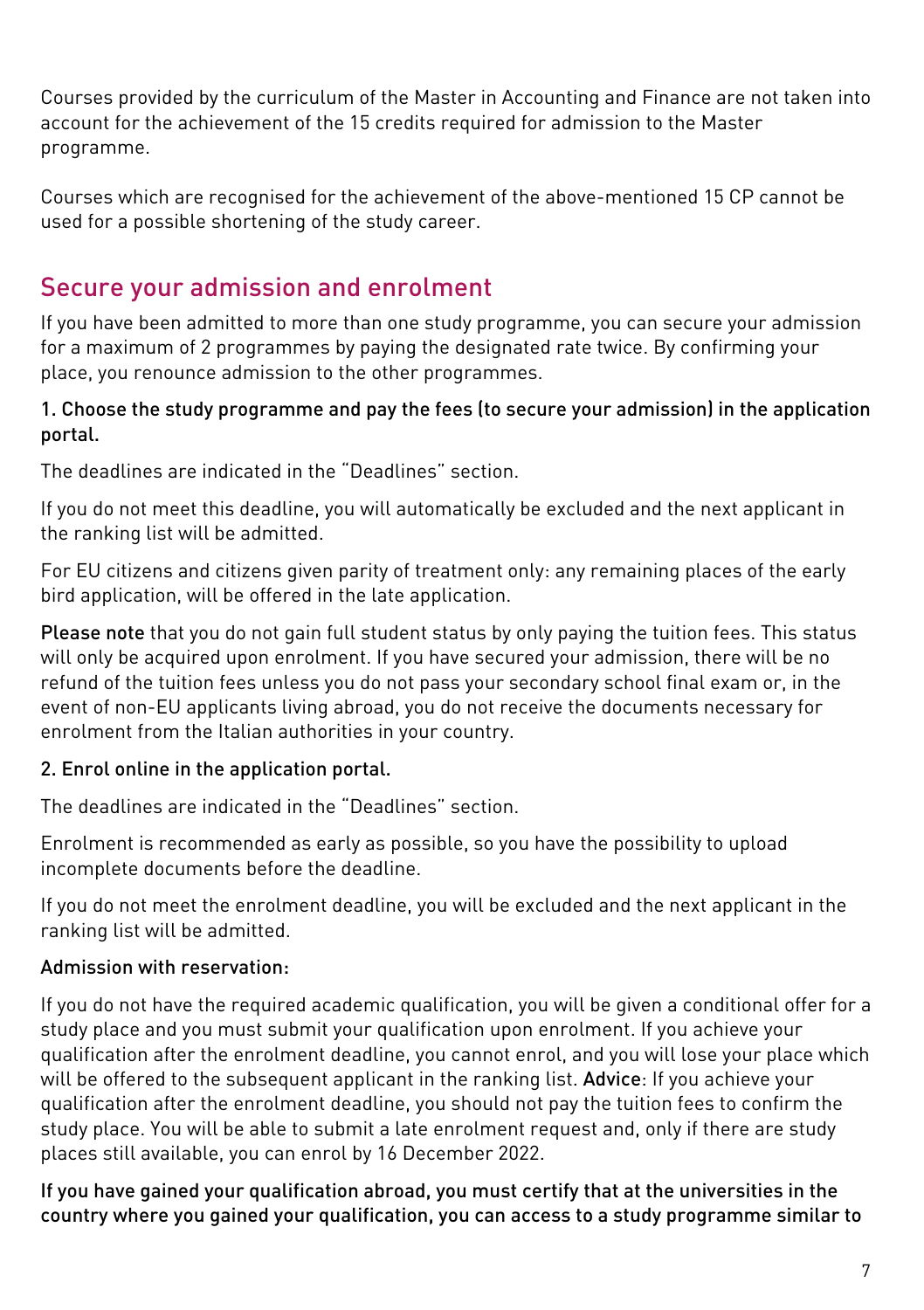Courses provided by the curriculum of the Master in Accounting and Finance are not taken into account for the achievement of the 15 credits required for admission to the Master programme.

Courses which are recognised for the achievement of the above-mentioned 15 CP cannot be used for a possible shortening of the study career.

## Secure your admission and enrolment

If you have been admitted to more than one study programme, you can secure your admission for a maximum of 2 programmes by paying the designated rate twice. By confirming your place, you renounce admission to the other programmes.

**1. Choose the study programme and pay the fees (to secure your admission) in the application portal.**

The deadlines are indicated in the "Deadlines" section.

If you do not meet this deadline, you will automatically be excluded and the next applicant in the ranking list will be admitted.

For EU citizens and citizens given parity of treatment only: any remaining places of the early bird application, will be offered in the late application.

**Please note** that you do not gain full student status by only paying the tuition fees. This status will only be acquired upon enrolment. If you have secured your admission, there will be no refund of the tuition fees unless you do not pass your secondary school final exam or, in the event of non-EU applicants living abroad, you do not receive the documents necessary for enrolment from the Italian authorities in your country.

**2. Enrol online in the application portal.**

The deadlines are indicated in the "Deadlines" section.

Enrolment is recommended as early as possible, so you have the possibility to upload incomplete documents before the deadline.

If you do not meet the enrolment deadline, you will be excluded and the next applicant in the ranking list will be admitted.

**Admission with reservation:**

If you do not have the required academic qualification, you will be given a conditional offer for a study place and you must submit your qualification upon enrolment. If you achieve your qualification after the enrolment deadline, you cannot enrol, and you will lose your place which will be offered to the subsequent applicant in the ranking list. **Advice**: If you achieve your qualification after the enrolment deadline, you should not pay the tuition fees to confirm the study place. You will be able to submit a late enrolment request and, only if there are study places still available, you can enrol by 16 December 2022.

**If you have gained your qualification abroad, you must certify that at the universities in the country where you gained your qualification, you can access to a study programme similar to**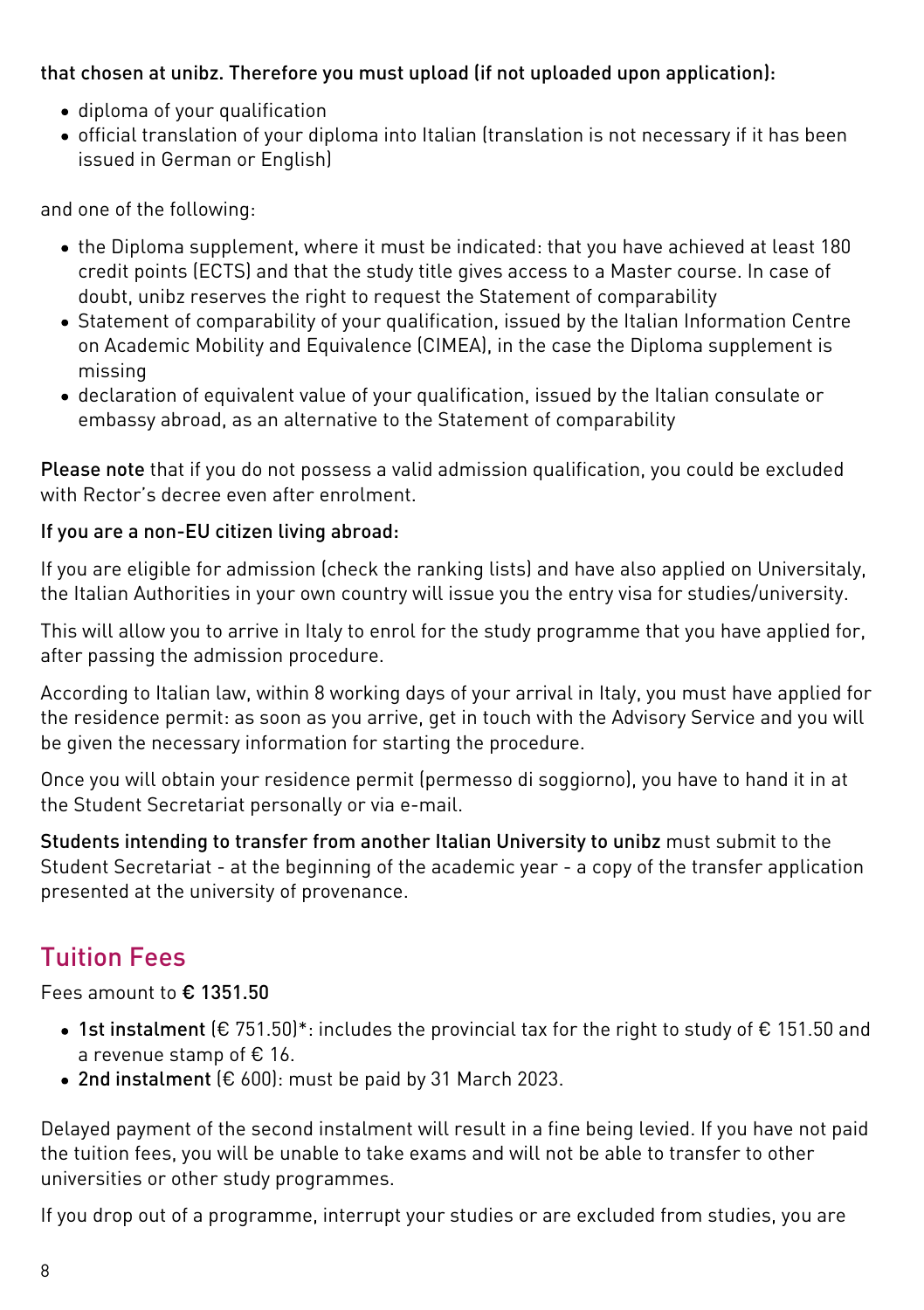**that chosen at unibz. Therefore you must upload (if not uploaded upon application):**

- diploma of your qualification
- official translation of your diploma into Italian (translation is not necessary if it has been issued in German or English)

and one of the following:

- the Diploma supplement, where it must be indicated: that you have achieved at least 180 credit points (ECTS) and that the study title gives access to a Master course. In case of doubt, unibz reserves the right to request the Statement of comparability
- Statement of comparability of your qualification, issued by the Italian Information Centre on Academic Mobility and Equivalence (CIMEA), in the case the Diploma supplement is missing
- declaration of equivalent value of your qualification, issued by the Italian consulate or embassy abroad, as an alternative to the Statement of comparability

**Please note** that if you do not possess a valid admission qualification, you could be excluded with Rector's decree even after enrolment.

**If you are a non-EU citizen living abroad:**

If you are eligible for admission (check the ranking lists) and have also applied on Universitaly, the Italian Authorities in your own country will issue you the entry visa for studies/university.

This will allow you to arrive in Italy to enrol for the study programme that you have applied for, after passing the admission procedure.

According to Italian law, within 8 working days of your arrival in Italy, you must have applied for the residence permit: as soon as you arrive, get in touch with the Advisory Service and you will be given the necessary information for starting the procedure.

Once you will obtain your residence permit (permesso di soggiorno), you have to hand it in at the Student Secretariat personally or via e-mail.

**Students intending to transfer from another Italian University to unibz** must submit to the Student Secretariat - at the beginning of the academic year - a copy of the transfer application presented at the university of provenance.

## Tuition Fees

Fees amount to **€ 1351.50**

- **1st instalment** (€ 751.50)*: includes the provincial tax for the right to study of € 151.50 and a revenue stamp of € 16.
- **2nd instalment** (€ 600): must be paid by 31 March 2023.

Delayed payment of the second instalment will result in a fine being levied. If you have not paid the tuition fees, you will be unable to take exams and will not be able to transfer to other universities or other study programmes.

If you drop out of a programme, interrupt your studies or are excluded from studies, you are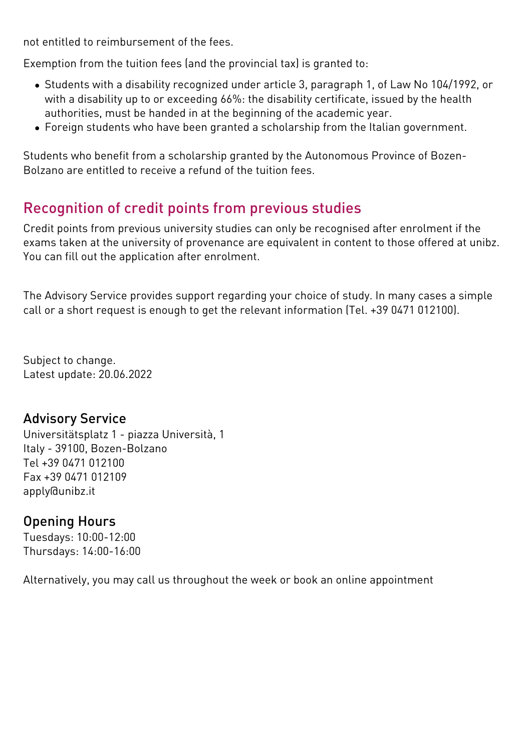not entitled to reimbursement of the fees.

Exemption from the tuition fees (and the provincial tax) is granted to:

- Students with a disability recognized under article 3, paragraph 1, of Law No 104/1992, or with a disability up to or exceeding 66%: the disability certificate, issued by the health authorities, must be handed in at the beginning of the academic year.
- Foreign students who have been granted a scholarship from the Italian government.

Students who benefit from a scholarship granted by the Autonomous Province of Bozen-Bolzano are entitled to receive a refund of the tuition fees.

## Recognition of credit points from previous studies

Credit points from previous university studies can only be recognised after enrolment if the exams taken at the university of provenance are equivalent in content to those offered at unibz. You can fill out the application after enrolment.

The Advisory Service provides support regarding your choice of study. In many cases a simple call or a short request is enough to get the relevant information (Tel. +39 0471 012100).

Subject to change.
Latest update: 20.06.2022

### Advisory Service

Universitätsplatz 1 - piazza Università, 1
Italy - 39100, Bozen-Bolzano
Tel +39 0471 012100
Fax +39 0471 012109
apply@unibz.it

### Opening Hours

Tuesdays: 10:00-12:00
Thursdays: 14:00-16:00

Alternatively, you may call us throughout the week or book an online appointment